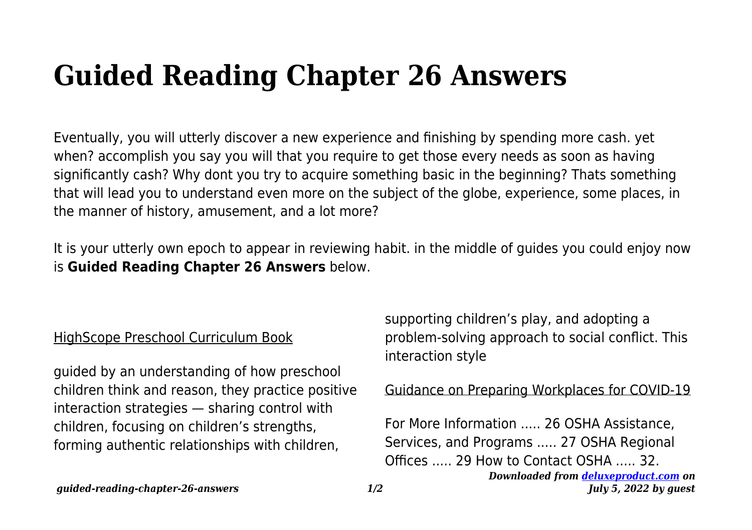# Guided Reading Chapter 26 Answers

Eventually, you will utterly discover a new experience and finishing by spending more cash. yet when? accomplish you say you will that you require to get those every needs as soon as having significantly cash? Why dont you try to acquire something basic in the beginning? Thats something that will lead you to understand even more on the subject of the globe, experience, some places, in the manner of history, amusement, and a lot more?

It is your utterly own epoch to appear in reviewing habit. in the middle of guides you could enjoy now is **Guided Reading Chapter 26 Answers** below.

HighScope Preschool Curriculum Book

guided by an understanding of how preschool children think and reason, they practice positive interaction strategies — sharing control with children, focusing on children's strengths, forming authentic relationships with children, supporting children's play, and adopting a problem-solving approach to social conflict. This interaction style

Guidance on Preparing Workplaces for COVID-19

For More Information ..... 26 OSHA Assistance, Services, and Programs ..... 27 OSHA Regional Offices ..... 29 How to Contact OSHA ..... 32.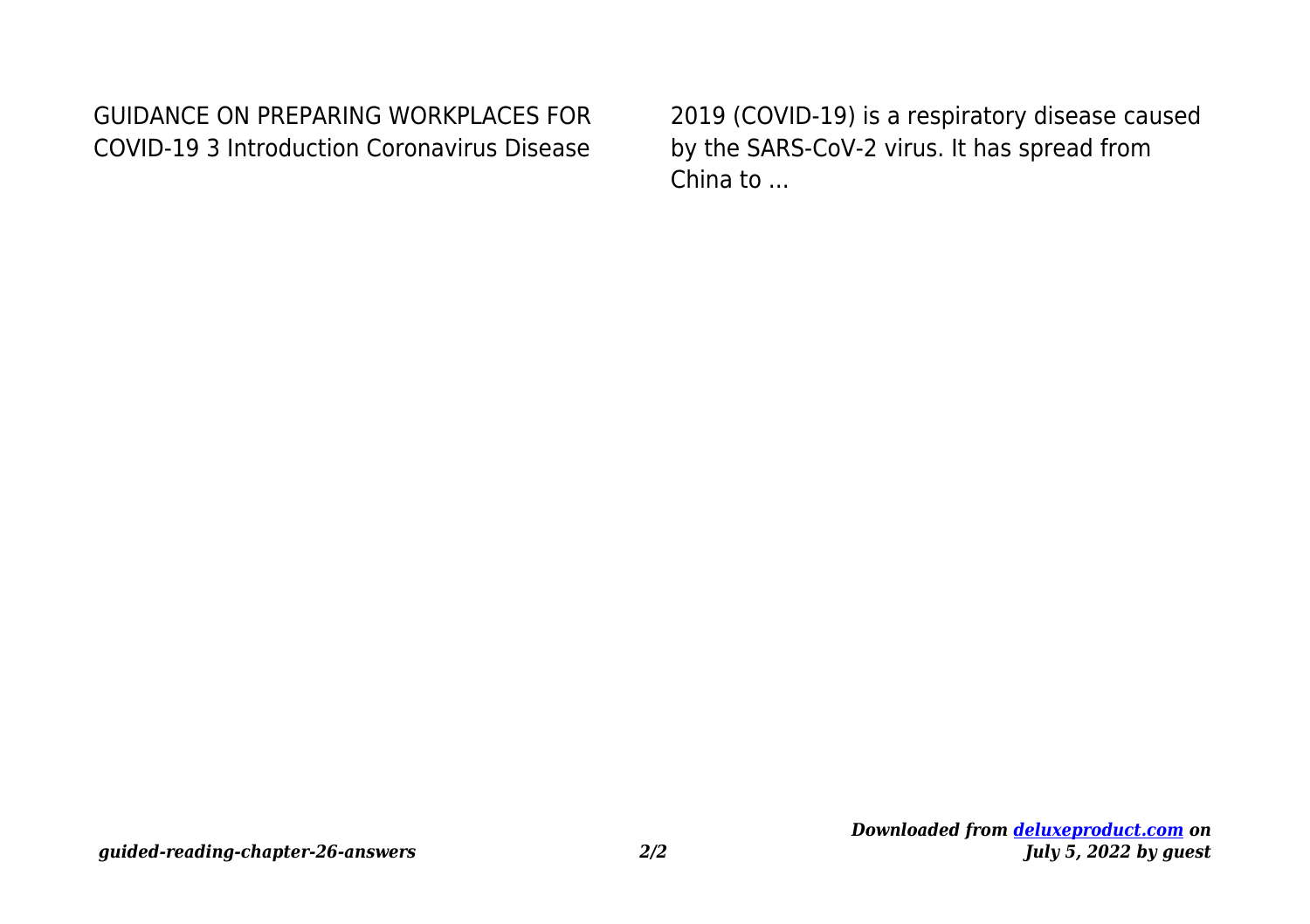GUIDANCE ON PREPARING WORKPLACES FOR COVID-19 3 Introduction Coronavirus Disease 2019 (COVID-19) is a respiratory disease caused by the SARS-CoV-2 virus. It has spread from China to ...